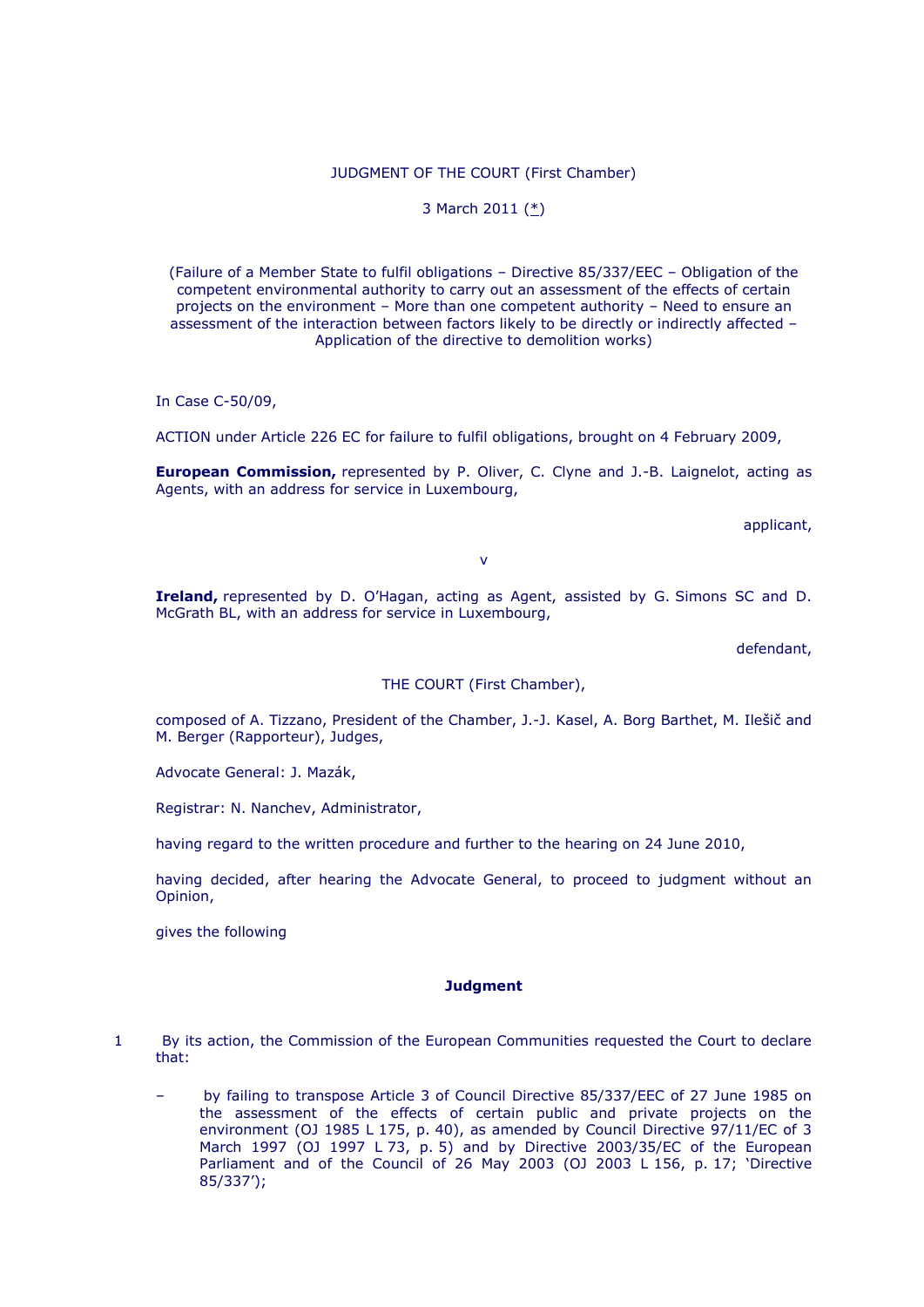JUDGMENT OF THE COURT (First Chamber)

3 March 2011 (*)

(Failure of a Member State to fulfil obligations – Directive 85/337/EEC – Obligation of the competent environmental authority to carry out an assessment of the effects of certain projects on the environment – More than one competent authority – Need to ensure an assessment of the interaction between factors likely to be directly or indirectly affected – Application of the directive to demolition works)

In Case C-50/09,

ACTION under Article 226 EC for failure to fulfil obligations, brought on 4 February 2009,

**European Commission,** represented by P. Oliver, C. Clyne and J.-B. Laignelot, acting as Agents, with an address for service in Luxembourg,

applicant,

v

**Ireland,** represented by D. O'Hagan, acting as Agent, assisted by G. Simons SC and D. McGrath BL, with an address for service in Luxembourg,

defendant,

THE COURT (First Chamber),

composed of A. Tizzano, President of the Chamber, J.-J. Kasel, A. Borg Barthet, M. Ilešič and M. Berger (Rapporteur), Judges,

Advocate General: J. Mazák,

Registrar: N. Nanchev, Administrator,

having regard to the written procedure and further to the hearing on 24 June 2010,

having decided, after hearing the Advocate General, to proceed to judgment without an Opinion,

gives the following

## Judgment

1 By its action, the Commission of the European Communities requested the Court to declare that:

– by failing to transpose Article 3 of Council Directive 85/337/EEC of 27 June 1985 on the assessment of the effects of certain public and private projects on the environment (OJ 1985 L 175, p. 40), as amended by Council Directive 97/11/EC of 3 March 1997 (OJ 1997 L 73, p. 5) and by Directive 2003/35/EC of the European Parliament and of the Council of 26 May 2003 (OJ 2003 L 156, p. 17; 'Directive 85/337');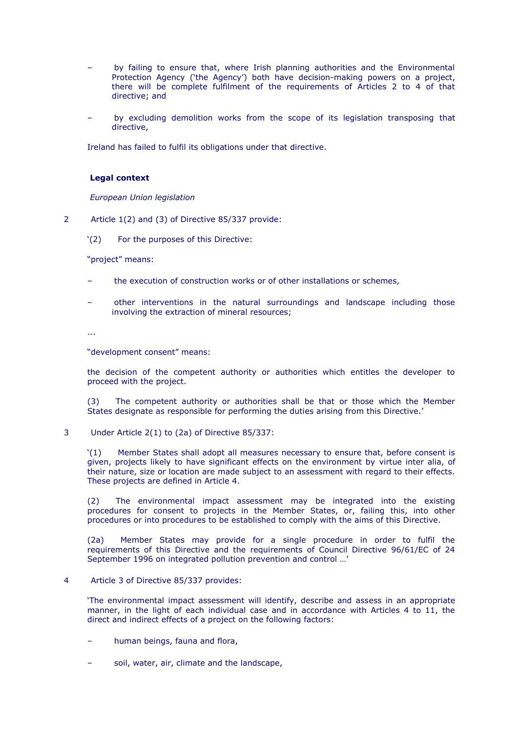- by failing to ensure that, where Irish planning authorities and the Environmental Protection Agency ('the Agency') both have decision-making powers on a project, there will be complete fulfilment of the requirements of Articles 2 to 4 of that directive; and

- by excluding demolition works from the scope of its legislation transposing that directive,

Ireland has failed to fulfil its obligations under that directive.

**Legal context**

*European Union legislation*

2 Article 1(2) and (3) of Directive 85/337 provide:

'(2) For the purposes of this Directive:

"project" means:

- the execution of construction works or of other installations or schemes,

- other interventions in the natural surroundings and landscape including those involving the extraction of mineral resources;

...

"development consent" means:

the decision of the competent authority or authorities which entitles the developer to proceed with the project.

(3) The competent authority or authorities shall be that or those which the Member States designate as responsible for performing the duties arising from this Directive.'

3 Under Article 2(1) to (2a) of Directive 85/337:

'(1) Member States shall adopt all measures necessary to ensure that, before consent is given, projects likely to have significant effects on the environment by virtue inter alia, of their nature, size or location are made subject to an assessment with regard to their effects. These projects are defined in Article 4.

(2) The environmental impact assessment may be integrated into the existing procedures for consent to projects in the Member States, or, failing this, into other procedures or into procedures to be established to comply with the aims of this Directive.

(2a) Member States may provide for a single procedure in order to fulfil the requirements of this Directive and the requirements of Council Directive 96/61/EC of 24 September 1996 on integrated pollution prevention and control …'

4 Article 3 of Directive 85/337 provides:

'The environmental impact assessment will identify, describe and assess in an appropriate manner, in the light of each individual case and in accordance with Articles 4 to 11, the direct and indirect effects of a project on the following factors:

- human beings, fauna and flora,

- soil, water, air, climate and the landscape,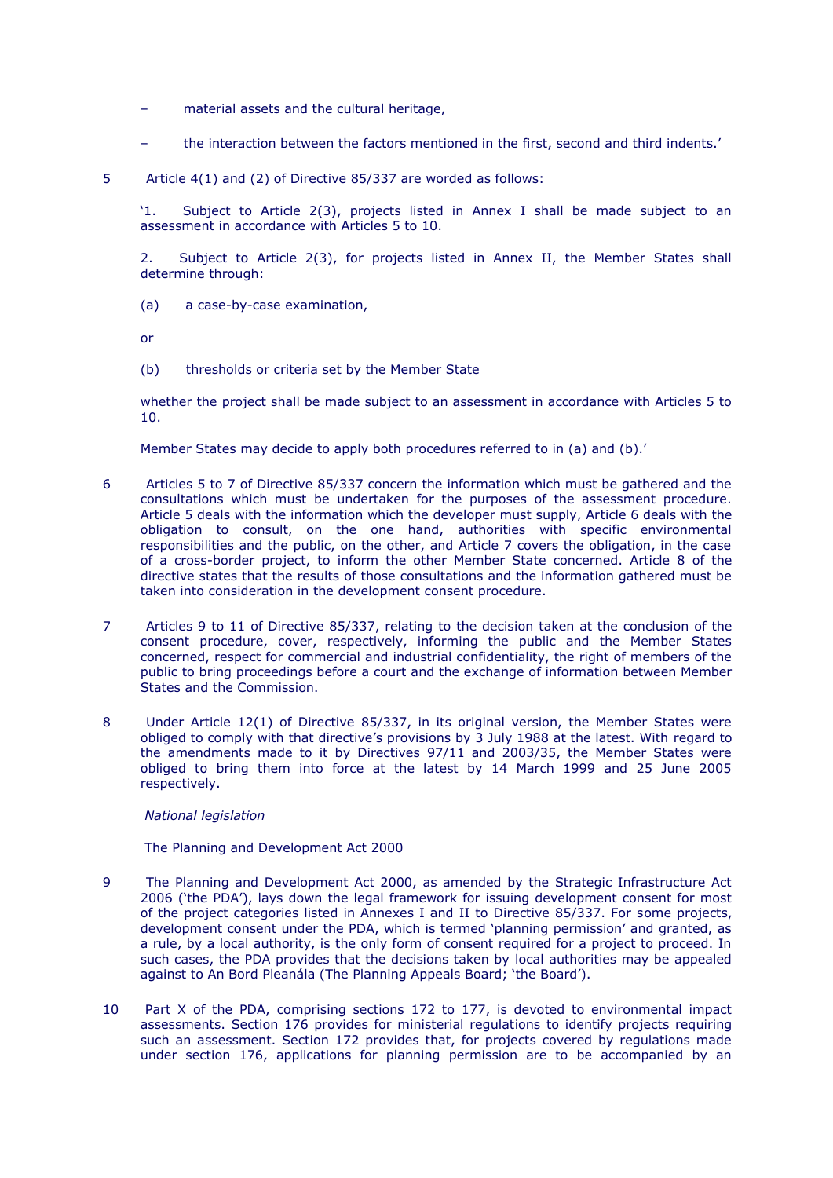- material assets and the cultural heritage,
- the interaction between the factors mentioned in the first, second and third indents.'

5 Article 4(1) and (2) of Directive 85/337 are worded as follows:

'1. Subject to Article 2(3), projects listed in Annex I shall be made subject to an assessment in accordance with Articles 5 to 10.

2. Subject to Article 2(3), for projects listed in Annex II, the Member States shall determine through:

(a) a case-by-case examination,

or

(b) thresholds or criteria set by the Member State

whether the project shall be made subject to an assessment in accordance with Articles 5 to 10.

Member States may decide to apply both procedures referred to in (a) and (b).'

6 Articles 5 to 7 of Directive 85/337 concern the information which must be gathered and the consultations which must be undertaken for the purposes of the assessment procedure. Article 5 deals with the information which the developer must supply, Article 6 deals with the obligation to consult, on the one hand, authorities with specific environmental responsibilities and the public, on the other, and Article 7 covers the obligation, in the case of a cross-border project, to inform the other Member State concerned. Article 8 of the directive states that the results of those consultations and the information gathered must be taken into consideration in the development consent procedure.

7 Articles 9 to 11 of Directive 85/337, relating to the decision taken at the conclusion of the consent procedure, cover, respectively, informing the public and the Member States concerned, respect for commercial and industrial confidentiality, the right of members of the public to bring proceedings before a court and the exchange of information between Member States and the Commission.

8 Under Article 12(1) of Directive 85/337, in its original version, the Member States were obliged to comply with that directive's provisions by 3 July 1988 at the latest. With regard to the amendments made to it by Directives 97/11 and 2003/35, the Member States were obliged to bring them into force at the latest by 14 March 1999 and 25 June 2005 respectively.

*National legislation*

The Planning and Development Act 2000

9 The Planning and Development Act 2000, as amended by the Strategic Infrastructure Act 2006 ('the PDA'), lays down the legal framework for issuing development consent for most of the project categories listed in Annexes I and II to Directive 85/337. For some projects, development consent under the PDA, which is termed 'planning permission' and granted, as a rule, by a local authority, is the only form of consent required for a project to proceed. In such cases, the PDA provides that the decisions taken by local authorities may be appealed against to An Bord Pleanála (The Planning Appeals Board; 'the Board').

10 Part X of the PDA, comprising sections 172 to 177, is devoted to environmental impact assessments. Section 176 provides for ministerial regulations to identify projects requiring such an assessment. Section 172 provides that, for projects covered by regulations made under section 176, applications for planning permission are to be accompanied by an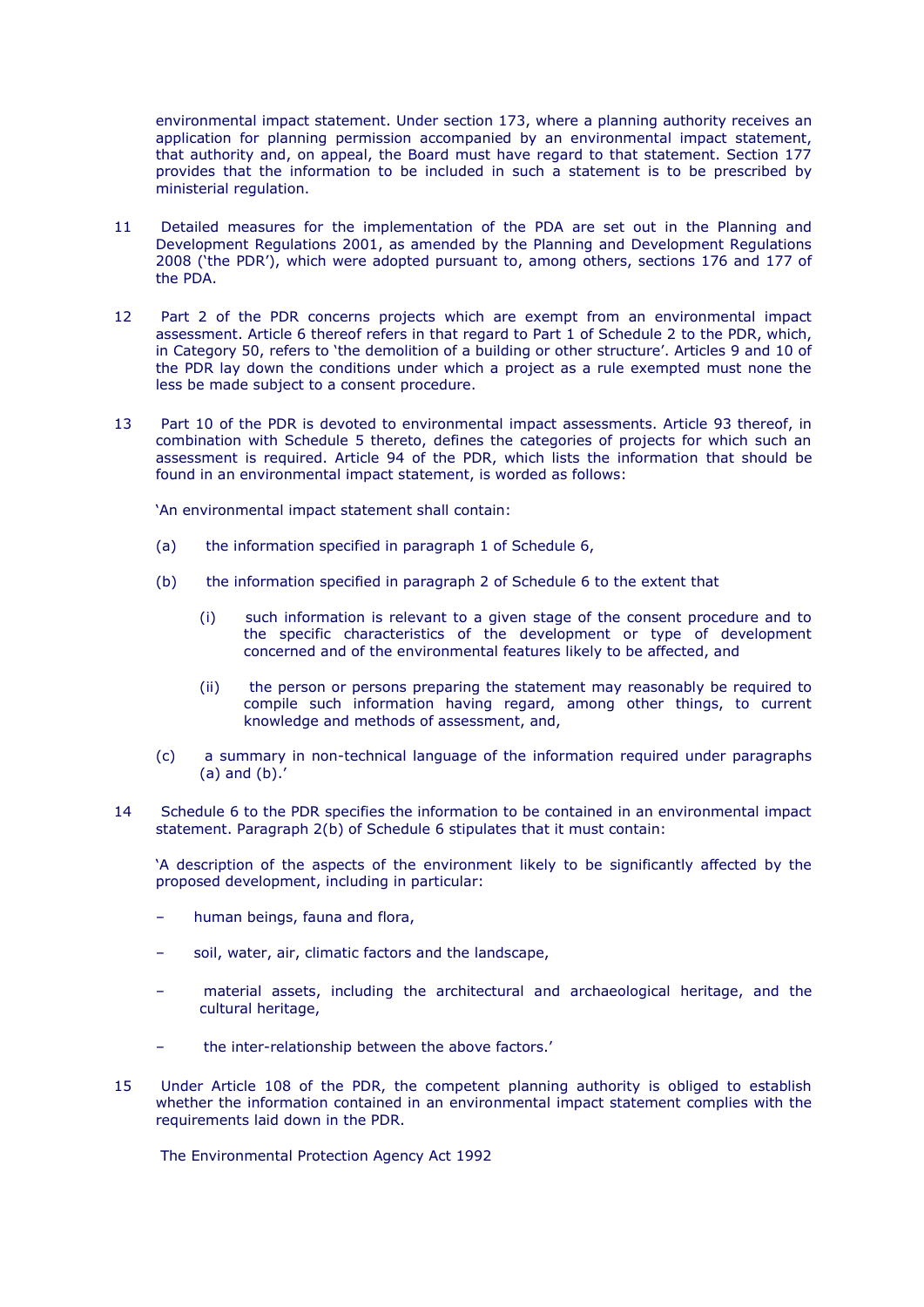environmental impact statement. Under section 173, where a planning authority receives an application for planning permission accompanied by an environmental impact statement, that authority and, on appeal, the Board must have regard to that statement. Section 177 provides that the information to be included in such a statement is to be prescribed by ministerial regulation.

11 Detailed measures for the implementation of the PDA are set out in the Planning and Development Regulations 2001, as amended by the Planning and Development Regulations 2008 ('the PDR'), which were adopted pursuant to, among others, sections 176 and 177 of the PDA.

12 Part 2 of the PDR concerns projects which are exempt from an environmental impact assessment. Article 6 thereof refers in that regard to Part 1 of Schedule 2 to the PDR, which, in Category 50, refers to 'the demolition of a building or other structure'. Articles 9 and 10 of the PDR lay down the conditions under which a project as a rule exempted must none the less be made subject to a consent procedure.

13 Part 10 of the PDR is devoted to environmental impact assessments. Article 93 thereof, in combination with Schedule 5 thereto, defines the categories of projects for which such an assessment is required. Article 94 of the PDR, which lists the information that should be found in an environmental impact statement, is worded as follows:

'An environmental impact statement shall contain:

(a) the information specified in paragraph 1 of Schedule 6,

(b) the information specified in paragraph 2 of Schedule 6 to the extent that

(i) such information is relevant to a given stage of the consent procedure and to the specific characteristics of the development or type of development concerned and of the environmental features likely to be affected, and

(ii) the person or persons preparing the statement may reasonably be required to compile such information having regard, among other things, to current knowledge and methods of assessment, and,

(c) a summary in non-technical language of the information required under paragraphs (a) and (b).'

14 Schedule 6 to the PDR specifies the information to be contained in an environmental impact statement. Paragraph 2(b) of Schedule 6 stipulates that it must contain:

'A description of the aspects of the environment likely to be significantly affected by the proposed development, including in particular:

– human beings, fauna and flora,

– soil, water, air, climatic factors and the landscape,

– material assets, including the architectural and archaeological heritage, and the cultural heritage,

– the inter-relationship between the above factors.'

15 Under Article 108 of the PDR, the competent planning authority is obliged to establish whether the information contained in an environmental impact statement complies with the requirements laid down in the PDR.

The Environmental Protection Agency Act 1992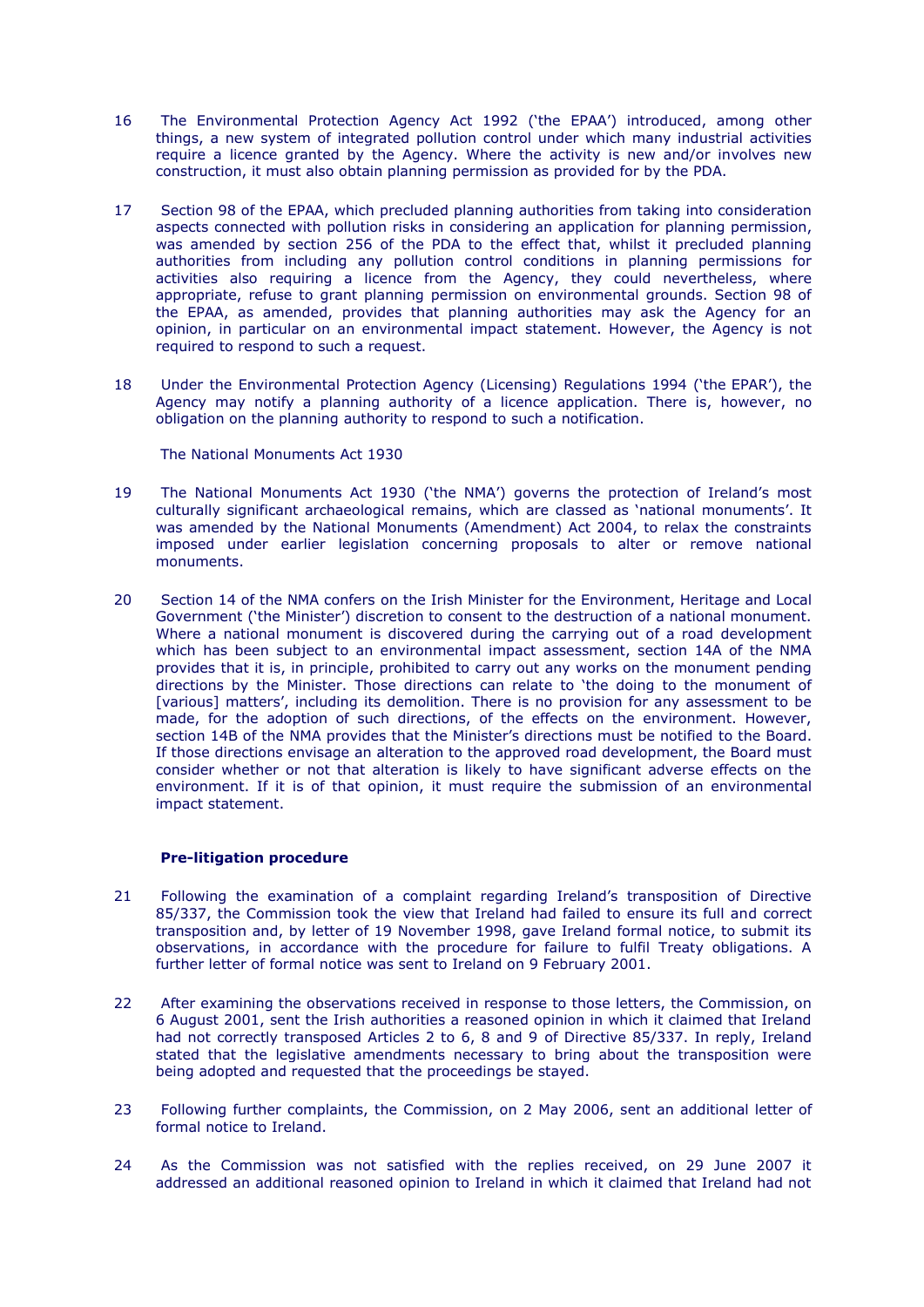16 The Environmental Protection Agency Act 1992 ('the EPAA') introduced, among other things, a new system of integrated pollution control under which many industrial activities require a licence granted by the Agency. Where the activity is new and/or involves new construction, it must also obtain planning permission as provided for by the PDA.

17 Section 98 of the EPAA, which precluded planning authorities from taking into consideration aspects connected with pollution risks in considering an application for planning permission, was amended by section 256 of the PDA to the effect that, whilst it precluded planning authorities from including any pollution control conditions in planning permissions for activities also requiring a licence from the Agency, they could nevertheless, where appropriate, refuse to grant planning permission on environmental grounds. Section 98 of the EPAA, as amended, provides that planning authorities may ask the Agency for an opinion, in particular on an environmental impact statement. However, the Agency is not required to respond to such a request.

18 Under the Environmental Protection Agency (Licensing) Regulations 1994 ('the EPAR'), the Agency may notify a planning authority of a licence application. There is, however, no obligation on the planning authority to respond to such a notification.

The National Monuments Act 1930

19 The National Monuments Act 1930 ('the NMA') governs the protection of Ireland's most culturally significant archaeological remains, which are classed as 'national monuments'. It was amended by the National Monuments (Amendment) Act 2004, to relax the constraints imposed under earlier legislation concerning proposals to alter or remove national monuments.

20 Section 14 of the NMA confers on the Irish Minister for the Environment, Heritage and Local Government ('the Minister') discretion to consent to the destruction of a national monument. Where a national monument is discovered during the carrying out of a road development which has been subject to an environmental impact assessment, section 14A of the NMA provides that it is, in principle, prohibited to carry out any works on the monument pending directions by the Minister. Those directions can relate to 'the doing to the monument of [various] matters', including its demolition. There is no provision for any assessment to be made, for the adoption of such directions, of the effects on the environment. However, section 14B of the NMA provides that the Minister's directions must be notified to the Board. If those directions envisage an alteration to the approved road development, the Board must consider whether or not that alteration is likely to have significant adverse effects on the environment. If it is of that opinion, it must require the submission of an environmental impact statement.

**Pre-litigation procedure**

21 Following the examination of a complaint regarding Ireland's transposition of Directive 85/337, the Commission took the view that Ireland had failed to ensure its full and correct transposition and, by letter of 19 November 1998, gave Ireland formal notice, to submit its observations, in accordance with the procedure for failure to fulfil Treaty obligations. A further letter of formal notice was sent to Ireland on 9 February 2001.

22 After examining the observations received in response to those letters, the Commission, on 6 August 2001, sent the Irish authorities a reasoned opinion in which it claimed that Ireland had not correctly transposed Articles 2 to 6, 8 and 9 of Directive 85/337. In reply, Ireland stated that the legislative amendments necessary to bring about the transposition were being adopted and requested that the proceedings be stayed.

23 Following further complaints, the Commission, on 2 May 2006, sent an additional letter of formal notice to Ireland.

24 As the Commission was not satisfied with the replies received, on 29 June 2007 it addressed an additional reasoned opinion to Ireland in which it claimed that Ireland had not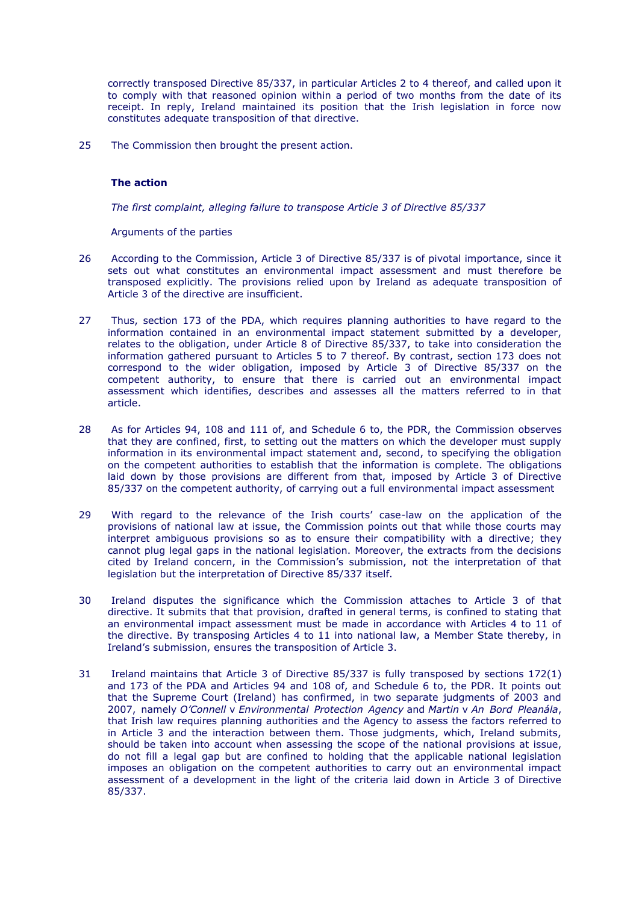correctly transposed Directive 85/337, in particular Articles 2 to 4 thereof, and called upon it to comply with that reasoned opinion within a period of two months from the date of its receipt. In reply, Ireland maintained its position that the Irish legislation in force now constitutes adequate transposition of that directive.

25 The Commission then brought the present action.

**The action**

*The first complaint, alleging failure to transpose Article 3 of Directive 85/337*

Arguments of the parties

26 According to the Commission, Article 3 of Directive 85/337 is of pivotal importance, since it sets out what constitutes an environmental impact assessment and must therefore be transposed explicitly. The provisions relied upon by Ireland as adequate transposition of Article 3 of the directive are insufficient.

27 Thus, section 173 of the PDA, which requires planning authorities to have regard to the information contained in an environmental impact statement submitted by a developer, relates to the obligation, under Article 8 of Directive 85/337, to take into consideration the information gathered pursuant to Articles 5 to 7 thereof. By contrast, section 173 does not correspond to the wider obligation, imposed by Article 3 of Directive 85/337 on the competent authority, to ensure that there is carried out an environmental impact assessment which identifies, describes and assesses all the matters referred to in that article.

28 As for Articles 94, 108 and 111 of, and Schedule 6 to, the PDR, the Commission observes that they are confined, first, to setting out the matters on which the developer must supply information in its environmental impact statement and, second, to specifying the obligation on the competent authorities to establish that the information is complete. The obligations laid down by those provisions are different from that, imposed by Article 3 of Directive 85/337 on the competent authority, of carrying out a full environmental impact assessment

29 With regard to the relevance of the Irish courts' case-law on the application of the provisions of national law at issue, the Commission points out that while those courts may interpret ambiguous provisions so as to ensure their compatibility with a directive; they cannot plug legal gaps in the national legislation. Moreover, the extracts from the decisions cited by Ireland concern, in the Commission's submission, not the interpretation of that legislation but the interpretation of Directive 85/337 itself.

30 Ireland disputes the significance which the Commission attaches to Article 3 of that directive. It submits that that provision, drafted in general terms, is confined to stating that an environmental impact assessment must be made in accordance with Articles 4 to 11 of the directive. By transposing Articles 4 to 11 into national law, a Member State thereby, in Ireland's submission, ensures the transposition of Article 3.

31 Ireland maintains that Article 3 of Directive 85/337 is fully transposed by sections 172(1) and 173 of the PDA and Articles 94 and 108 of, and Schedule 6 to, the PDR. It points out that the Supreme Court (Ireland) has confirmed, in two separate judgments of 2003 and 2007, namely *O'Connell* v *Environmental Protection Agency* and *Martin* v *An Bord Pleanála*, that Irish law requires planning authorities and the Agency to assess the factors referred to in Article 3 and the interaction between them. Those judgments, which, Ireland submits, should be taken into account when assessing the scope of the national provisions at issue, do not fill a legal gap but are confined to holding that the applicable national legislation imposes an obligation on the competent authorities to carry out an environmental impact assessment of a development in the light of the criteria laid down in Article 3 of Directive 85/337.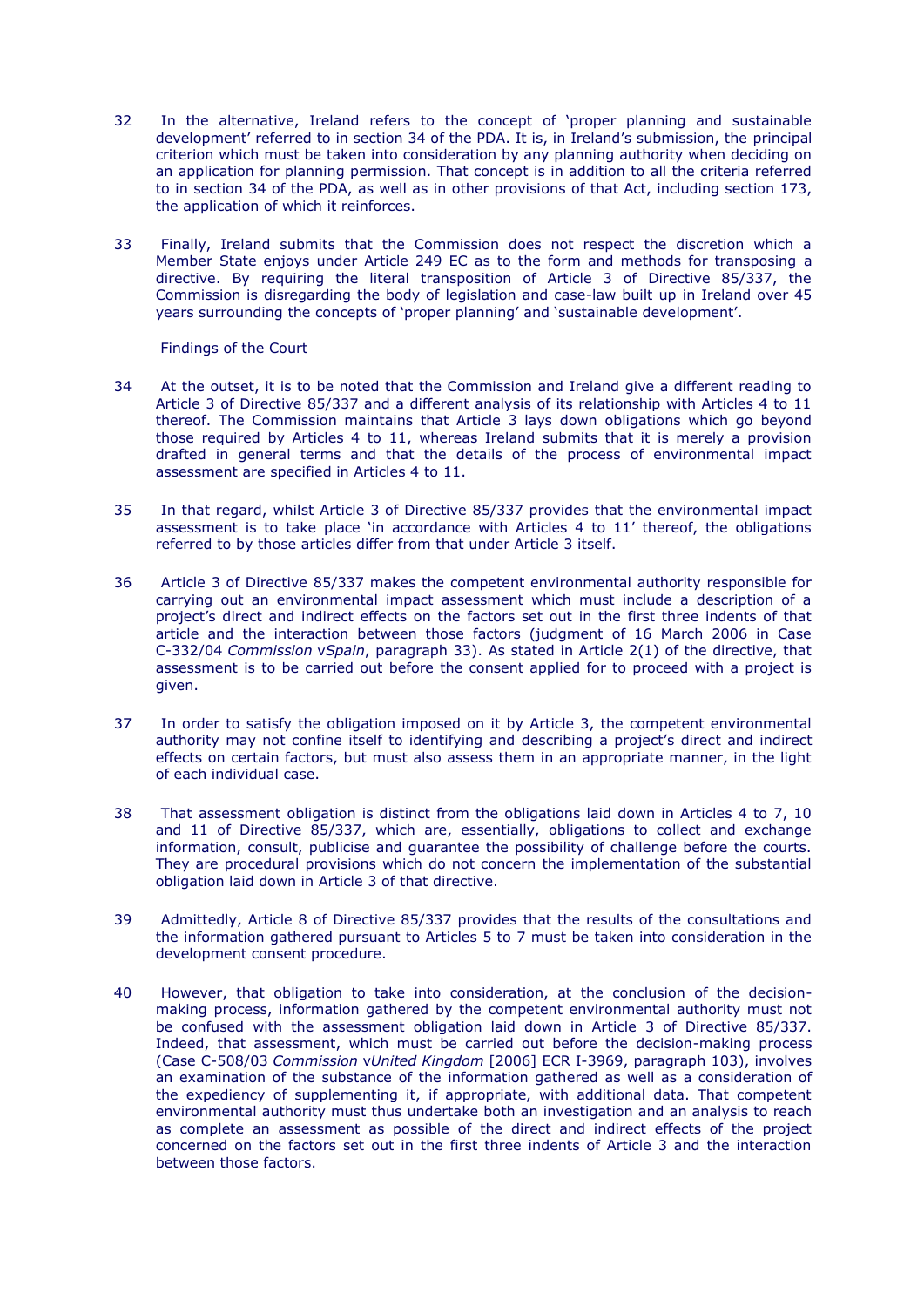32 In the alternative, Ireland refers to the concept of 'proper planning and sustainable development' referred to in section 34 of the PDA. It is, in Ireland's submission, the principal criterion which must be taken into consideration by any planning authority when deciding on an application for planning permission. That concept is in addition to all the criteria referred to in section 34 of the PDA, as well as in other provisions of that Act, including section 173, the application of which it reinforces.

33 Finally, Ireland submits that the Commission does not respect the discretion which a Member State enjoys under Article 249 EC as to the form and methods for transposing a directive. By requiring the literal transposition of Article 3 of Directive 85/337, the Commission is disregarding the body of legislation and case-law built up in Ireland over 45 years surrounding the concepts of 'proper planning' and 'sustainable development'.

Findings of the Court

34 At the outset, it is to be noted that the Commission and Ireland give a different reading to Article 3 of Directive 85/337 and a different analysis of its relationship with Articles 4 to 11 thereof. The Commission maintains that Article 3 lays down obligations which go beyond those required by Articles 4 to 11, whereas Ireland submits that it is merely a provision drafted in general terms and that the details of the process of environmental impact assessment are specified in Articles 4 to 11.

35 In that regard, whilst Article 3 of Directive 85/337 provides that the environmental impact assessment is to take place 'in accordance with Articles 4 to 11' thereof, the obligations referred to by those articles differ from that under Article 3 itself.

36 Article 3 of Directive 85/337 makes the competent environmental authority responsible for carrying out an environmental impact assessment which must include a description of a project's direct and indirect effects on the factors set out in the first three indents of that article and the interaction between those factors (judgment of 16 March 2006 in Case C-332/04 *Commission* v*Spain*, paragraph 33). As stated in Article 2(1) of the directive, that assessment is to be carried out before the consent applied for to proceed with a project is given.

37 In order to satisfy the obligation imposed on it by Article 3, the competent environmental authority may not confine itself to identifying and describing a project's direct and indirect effects on certain factors, but must also assess them in an appropriate manner, in the light of each individual case.

38 That assessment obligation is distinct from the obligations laid down in Articles 4 to 7, 10 and 11 of Directive 85/337, which are, essentially, obligations to collect and exchange information, consult, publicise and guarantee the possibility of challenge before the courts. They are procedural provisions which do not concern the implementation of the substantial obligation laid down in Article 3 of that directive.

39 Admittedly, Article 8 of Directive 85/337 provides that the results of the consultations and the information gathered pursuant to Articles 5 to 7 must be taken into consideration in the development consent procedure.

40 However, that obligation to take into consideration, at the conclusion of the decision-making process, information gathered by the competent environmental authority must not be confused with the assessment obligation laid down in Article 3 of Directive 85/337. Indeed, that assessment, which must be carried out before the decision-making process (Case C-508/03 *Commission* v*United Kingdom* [2006] ECR I-3969, paragraph 103), involves an examination of the substance of the information gathered as well as a consideration of the expediency of supplementing it, if appropriate, with additional data. That competent environmental authority must thus undertake both an investigation and an analysis to reach as complete an assessment as possible of the direct and indirect effects of the project concerned on the factors set out in the first three indents of Article 3 and the interaction between those factors.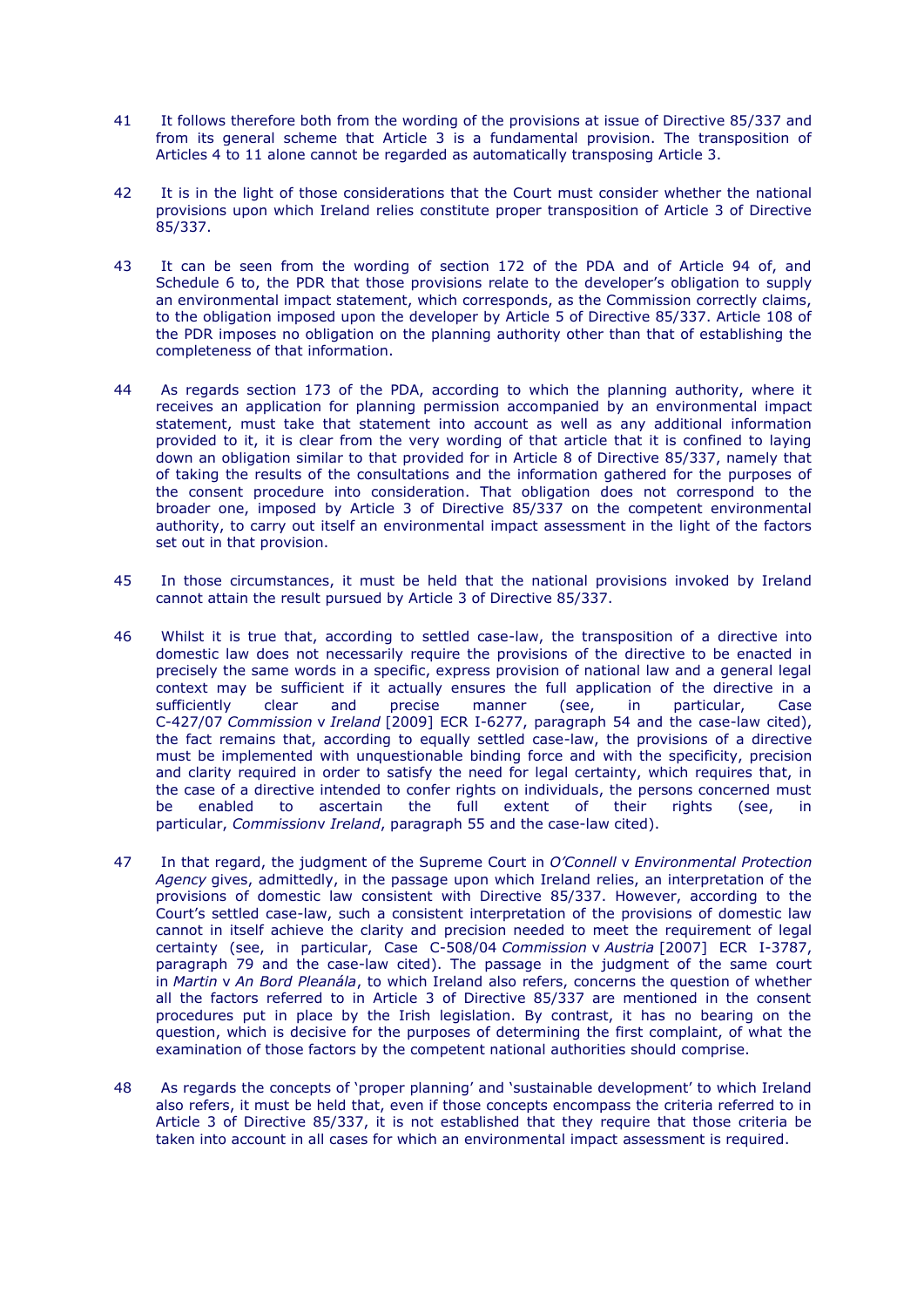41 It follows therefore both from the wording of the provisions at issue of Directive 85/337 and from its general scheme that Article 3 is a fundamental provision. The transposition of Articles 4 to 11 alone cannot be regarded as automatically transposing Article 3.

42 It is in the light of those considerations that the Court must consider whether the national provisions upon which Ireland relies constitute proper transposition of Article 3 of Directive 85/337.

43 It can be seen from the wording of section 172 of the PDA and of Article 94 of, and Schedule 6 to, the PDR that those provisions relate to the developer's obligation to supply an environmental impact statement, which corresponds, as the Commission correctly claims, to the obligation imposed upon the developer by Article 5 of Directive 85/337. Article 108 of the PDR imposes no obligation on the planning authority other than that of establishing the completeness of that information.

44 As regards section 173 of the PDA, according to which the planning authority, where it receives an application for planning permission accompanied by an environmental impact statement, must take that statement into account as well as any additional information provided to it, it is clear from the very wording of that article that it is confined to laying down an obligation similar to that provided for in Article 8 of Directive 85/337, namely that of taking the results of the consultations and the information gathered for the purposes of the consent procedure into consideration. That obligation does not correspond to the broader one, imposed by Article 3 of Directive 85/337 on the competent environmental authority, to carry out itself an environmental impact assessment in the light of the factors set out in that provision.

45 In those circumstances, it must be held that the national provisions invoked by Ireland cannot attain the result pursued by Article 3 of Directive 85/337.

46 Whilst it is true that, according to settled case-law, the transposition of a directive into domestic law does not necessarily require the provisions of the directive to be enacted in precisely the same words in a specific, express provision of national law and a general legal context may be sufficient if it actually ensures the full application of the directive in a sufficiently clear and precise manner (see, in particular, Case C-427/07 *Commission* v *Ireland* [2009] ECR I-6277, paragraph 54 and the case-law cited), the fact remains that, according to equally settled case-law, the provisions of a directive must be implemented with unquestionable binding force and with the specificity, precision and clarity required in order to satisfy the need for legal certainty, which requires that, in the case of a directive intended to confer rights on individuals, the persons concerned must be enabled to ascertain the full extent of their rights (see, in particular, *Commission*v *Ireland*, paragraph 55 and the case-law cited).

47 In that regard, the judgment of the Supreme Court in *O'Connell* v *Environmental Protection Agency* gives, admittedly, in the passage upon which Ireland relies, an interpretation of the provisions of domestic law consistent with Directive 85/337. However, according to the Court's settled case-law, such a consistent interpretation of the provisions of domestic law cannot in itself achieve the clarity and precision needed to meet the requirement of legal certainty (see, in particular, Case C-508/04 *Commission* v *Austria* [2007] ECR I-3787, paragraph 79 and the case-law cited). The passage in the judgment of the same court in *Martin* v *An Bord Pleanála*, to which Ireland also refers, concerns the question of whether all the factors referred to in Article 3 of Directive 85/337 are mentioned in the consent procedures put in place by the Irish legislation. By contrast, it has no bearing on the question, which is decisive for the purposes of determining the first complaint, of what the examination of those factors by the competent national authorities should comprise.

48 As regards the concepts of 'proper planning' and 'sustainable development' to which Ireland also refers, it must be held that, even if those concepts encompass the criteria referred to in Article 3 of Directive 85/337, it is not established that they require that those criteria be taken into account in all cases for which an environmental impact assessment is required.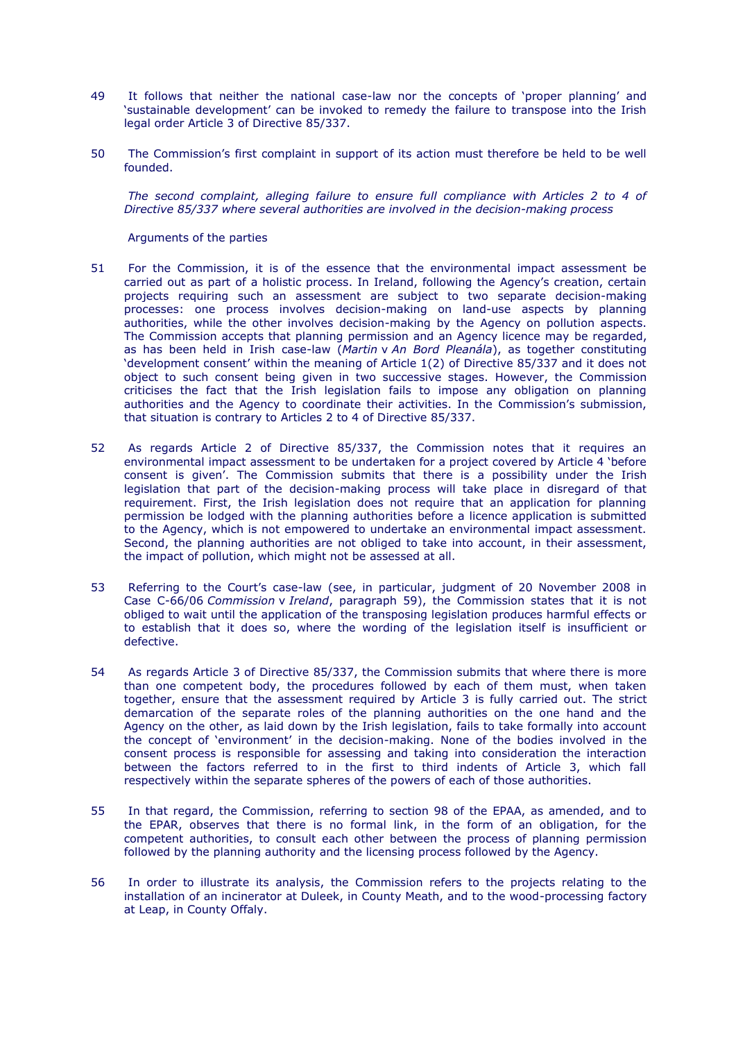49 It follows that neither the national case-law nor the concepts of 'proper planning' and 'sustainable development' can be invoked to remedy the failure to transpose into the Irish legal order Article 3 of Directive 85/337.

50 The Commission's first complaint in support of its action must therefore be held to be well founded.

*The second complaint, alleging failure to ensure full compliance with Articles 2 to 4 of Directive 85/337 where several authorities are involved in the decision-making process*

Arguments of the parties

51 For the Commission, it is of the essence that the environmental impact assessment be carried out as part of a holistic process. In Ireland, following the Agency's creation, certain projects requiring such an assessment are subject to two separate decision-making processes: one process involves decision-making on land-use aspects by planning authorities, while the other involves decision-making by the Agency on pollution aspects. The Commission accepts that planning permission and an Agency licence may be regarded, as has been held in Irish case-law (*Martin* v *An Bord Pleanála*), as together constituting 'development consent' within the meaning of Article 1(2) of Directive 85/337 and it does not object to such consent being given in two successive stages. However, the Commission criticises the fact that the Irish legislation fails to impose any obligation on planning authorities and the Agency to coordinate their activities. In the Commission's submission, that situation is contrary to Articles 2 to 4 of Directive 85/337.

52 As regards Article 2 of Directive 85/337, the Commission notes that it requires an environmental impact assessment to be undertaken for a project covered by Article 4 'before consent is given'. The Commission submits that there is a possibility under the Irish legislation that part of the decision-making process will take place in disregard of that requirement. First, the Irish legislation does not require that an application for planning permission be lodged with the planning authorities before a licence application is submitted to the Agency, which is not empowered to undertake an environmental impact assessment. Second, the planning authorities are not obliged to take into account, in their assessment, the impact of pollution, which might not be assessed at all.

53 Referring to the Court's case-law (see, in particular, judgment of 20 November 2008 in Case C-66/06 *Commission* v *Ireland*, paragraph 59), the Commission states that it is not obliged to wait until the application of the transposing legislation produces harmful effects or to establish that it does so, where the wording of the legislation itself is insufficient or defective.

54 As regards Article 3 of Directive 85/337, the Commission submits that where there is more than one competent body, the procedures followed by each of them must, when taken together, ensure that the assessment required by Article 3 is fully carried out. The strict demarcation of the separate roles of the planning authorities on the one hand and the Agency on the other, as laid down by the Irish legislation, fails to take formally into account the concept of 'environment' in the decision-making. None of the bodies involved in the consent process is responsible for assessing and taking into consideration the interaction between the factors referred to in the first to third indents of Article 3, which fall respectively within the separate spheres of the powers of each of those authorities.

55 In that regard, the Commission, referring to section 98 of the EPAA, as amended, and to the EPAR, observes that there is no formal link, in the form of an obligation, for the competent authorities, to consult each other between the process of planning permission followed by the planning authority and the licensing process followed by the Agency.

56 In order to illustrate its analysis, the Commission refers to the projects relating to the installation of an incinerator at Duleek, in County Meath, and to the wood-processing factory at Leap, in County Offaly.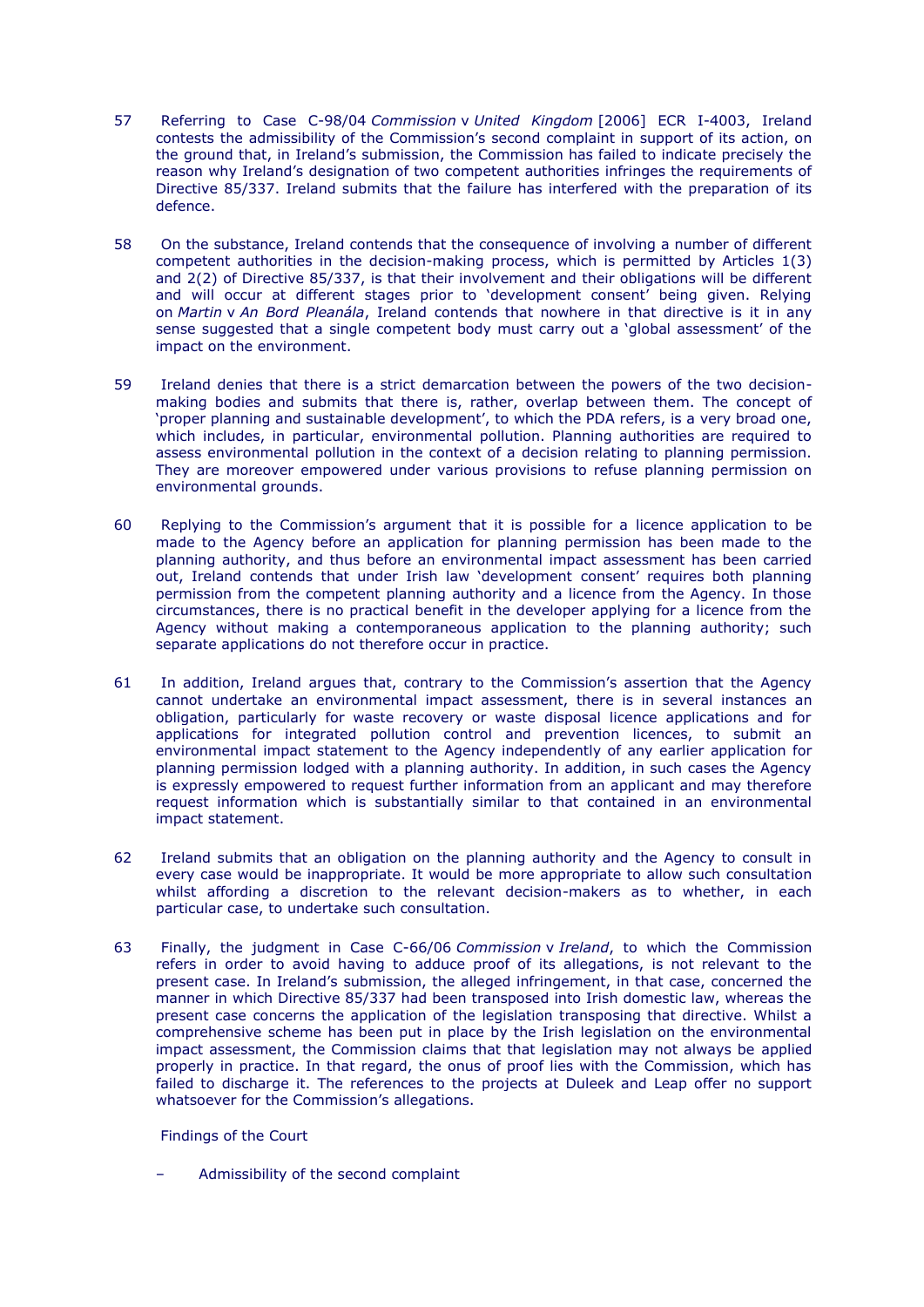57 Referring to Case C-98/04 *Commission* v *United Kingdom* [2006] ECR I-4003, Ireland contests the admissibility of the Commission's second complaint in support of its action, on the ground that, in Ireland's submission, the Commission has failed to indicate precisely the reason why Ireland's designation of two competent authorities infringes the requirements of Directive 85/337. Ireland submits that the failure has interfered with the preparation of its defence.

58 On the substance, Ireland contends that the consequence of involving a number of different competent authorities in the decision-making process, which is permitted by Articles 1(3) and 2(2) of Directive 85/337, is that their involvement and their obligations will be different and will occur at different stages prior to 'development consent' being given. Relying on *Martin* v *An Bord Pleanála*, Ireland contends that nowhere in that directive is it in any sense suggested that a single competent body must carry out a 'global assessment' of the impact on the environment.

59 Ireland denies that there is a strict demarcation between the powers of the two decision-making bodies and submits that there is, rather, overlap between them. The concept of 'proper planning and sustainable development', to which the PDA refers, is a very broad one, which includes, in particular, environmental pollution. Planning authorities are required to assess environmental pollution in the context of a decision relating to planning permission. They are moreover empowered under various provisions to refuse planning permission on environmental grounds.

60 Replying to the Commission's argument that it is possible for a licence application to be made to the Agency before an application for planning permission has been made to the planning authority, and thus before an environmental impact assessment has been carried out, Ireland contends that under Irish law 'development consent' requires both planning permission from the competent planning authority and a licence from the Agency. In those circumstances, there is no practical benefit in the developer applying for a licence from the Agency without making a contemporaneous application to the planning authority; such separate applications do not therefore occur in practice.

61 In addition, Ireland argues that, contrary to the Commission's assertion that the Agency cannot undertake an environmental impact assessment, there is in several instances an obligation, particularly for waste recovery or waste disposal licence applications and for applications for integrated pollution control and prevention licences, to submit an environmental impact statement to the Agency independently of any earlier application for planning permission lodged with a planning authority. In addition, in such cases the Agency is expressly empowered to request further information from an applicant and may therefore request information which is substantially similar to that contained in an environmental impact statement.

62 Ireland submits that an obligation on the planning authority and the Agency to consult in every case would be inappropriate. It would be more appropriate to allow such consultation whilst affording a discretion to the relevant decision-makers as to whether, in each particular case, to undertake such consultation.

63 Finally, the judgment in Case C-66/06 *Commission* v *Ireland*, to which the Commission refers in order to avoid having to adduce proof of its allegations, is not relevant to the present case. In Ireland's submission, the alleged infringement, in that case, concerned the manner in which Directive 85/337 had been transposed into Irish domestic law, whereas the present case concerns the application of the legislation transposing that directive. Whilst a comprehensive scheme has been put in place by the Irish legislation on the environmental impact assessment, the Commission claims that that legislation may not always be applied properly in practice. In that regard, the onus of proof lies with the Commission, which has failed to discharge it. The references to the projects at Duleek and Leap offer no support whatsoever for the Commission's allegations.

Findings of the Court

– Admissibility of the second complaint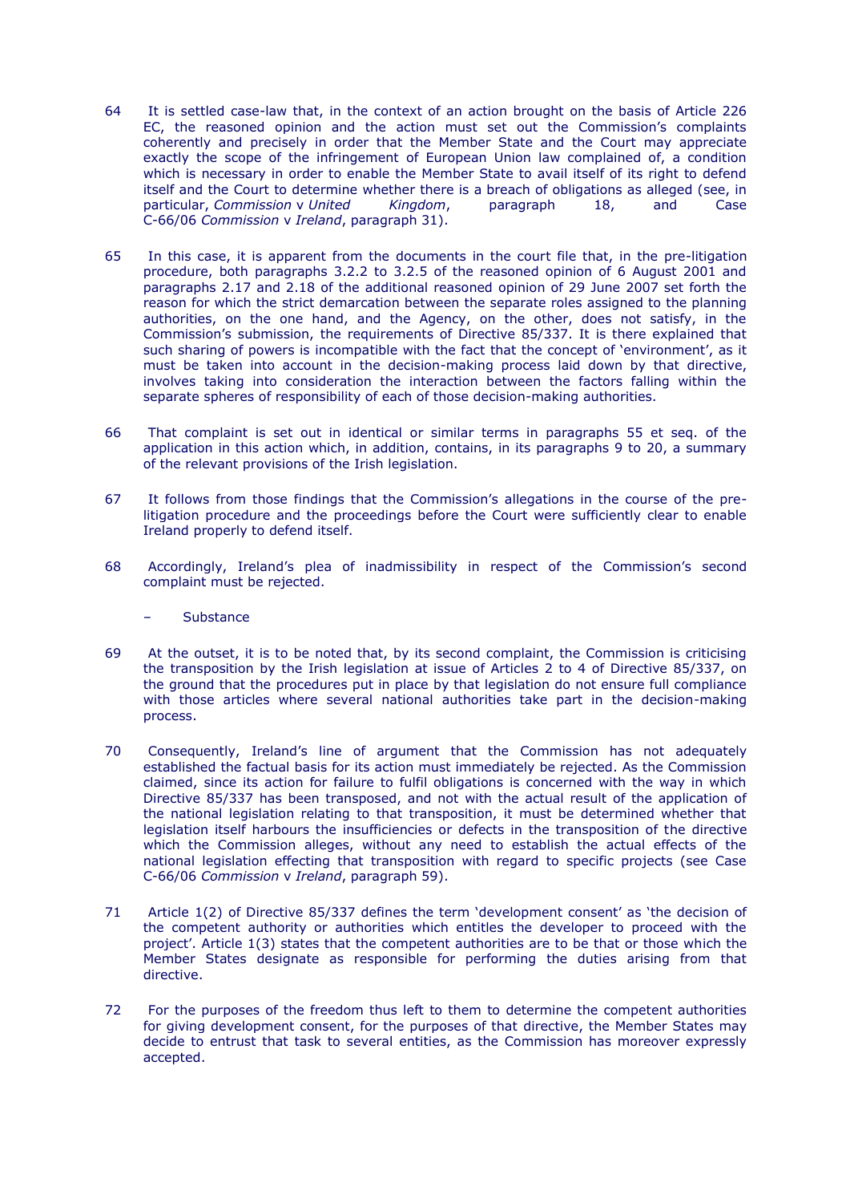64 It is settled case-law that, in the context of an action brought on the basis of Article 226 EC, the reasoned opinion and the action must set out the Commission's complaints coherently and precisely in order that the Member State and the Court may appreciate exactly the scope of the infringement of European Union law complained of, a condition which is necessary in order to enable the Member State to avail itself of its right to defend itself and the Court to determine whether there is a breach of obligations as alleged (see, in particular, *Commission* v *United Kingdom*, paragraph 18, and Case C-66/06 *Commission* v *Ireland*, paragraph 31).

65 In this case, it is apparent from the documents in the court file that, in the pre-litigation procedure, both paragraphs 3.2.2 to 3.2.5 of the reasoned opinion of 6 August 2001 and paragraphs 2.17 and 2.18 of the additional reasoned opinion of 29 June 2007 set forth the reason for which the strict demarcation between the separate roles assigned to the planning authorities, on the one hand, and the Agency, on the other, does not satisfy, in the Commission's submission, the requirements of Directive 85/337. It is there explained that such sharing of powers is incompatible with the fact that the concept of 'environment', as it must be taken into account in the decision-making process laid down by that directive, involves taking into consideration the interaction between the factors falling within the separate spheres of responsibility of each of those decision-making authorities.

66 That complaint is set out in identical or similar terms in paragraphs 55 et seq. of the application in this action which, in addition, contains, in its paragraphs 9 to 20, a summary of the relevant provisions of the Irish legislation.

67 It follows from those findings that the Commission's allegations in the course of the pre-litigation procedure and the proceedings before the Court were sufficiently clear to enable Ireland properly to defend itself.

68 Accordingly, Ireland's plea of inadmissibility in respect of the Commission's second complaint must be rejected.

– Substance

69 At the outset, it is to be noted that, by its second complaint, the Commission is criticising the transposition by the Irish legislation at issue of Articles 2 to 4 of Directive 85/337, on the ground that the procedures put in place by that legislation do not ensure full compliance with those articles where several national authorities take part in the decision-making process.

70 Consequently, Ireland's line of argument that the Commission has not adequately established the factual basis for its action must immediately be rejected. As the Commission claimed, since its action for failure to fulfil obligations is concerned with the way in which Directive 85/337 has been transposed, and not with the actual result of the application of the national legislation relating to that transposition, it must be determined whether that legislation itself harbours the insufficiencies or defects in the transposition of the directive which the Commission alleges, without any need to establish the actual effects of the national legislation effecting that transposition with regard to specific projects (see Case C-66/06 *Commission* v *Ireland*, paragraph 59).

71 Article 1(2) of Directive 85/337 defines the term 'development consent' as 'the decision of the competent authority or authorities which entitles the developer to proceed with the project'. Article 1(3) states that the competent authorities are to be that or those which the Member States designate as responsible for performing the duties arising from that directive.

72 For the purposes of the freedom thus left to them to determine the competent authorities for giving development consent, for the purposes of that directive, the Member States may decide to entrust that task to several entities, as the Commission has moreover expressly accepted.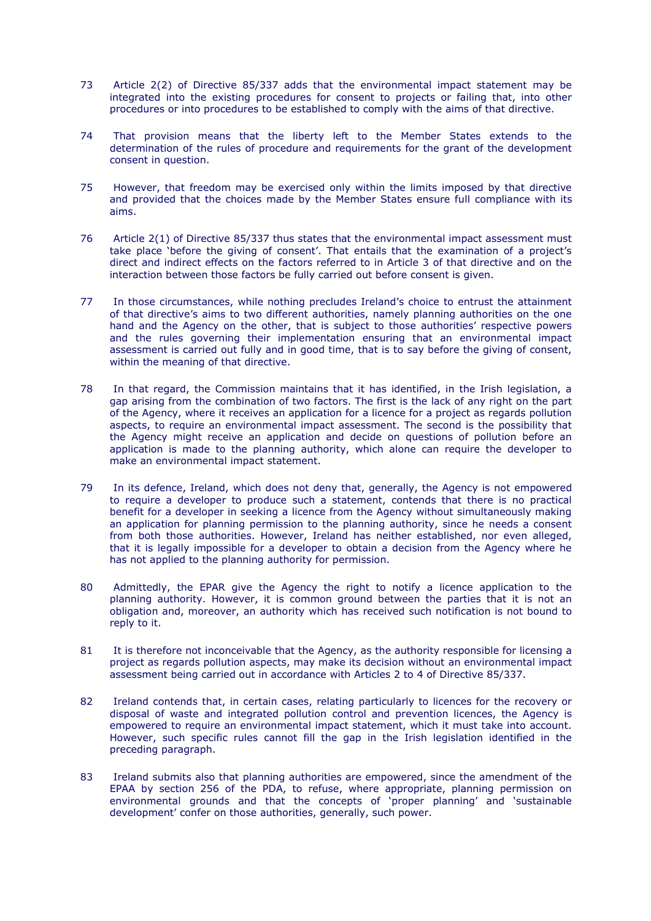73 Article 2(2) of Directive 85/337 adds that the environmental impact statement may be integrated into the existing procedures for consent to projects or failing that, into other procedures or into procedures to be established to comply with the aims of that directive.

74 That provision means that the liberty left to the Member States extends to the determination of the rules of procedure and requirements for the grant of the development consent in question.

75 However, that freedom may be exercised only within the limits imposed by that directive and provided that the choices made by the Member States ensure full compliance with its aims.

76 Article 2(1) of Directive 85/337 thus states that the environmental impact assessment must take place 'before the giving of consent'. That entails that the examination of a project's direct and indirect effects on the factors referred to in Article 3 of that directive and on the interaction between those factors be fully carried out before consent is given.

77 In those circumstances, while nothing precludes Ireland's choice to entrust the attainment of that directive's aims to two different authorities, namely planning authorities on the one hand and the Agency on the other, that is subject to those authorities' respective powers and the rules governing their implementation ensuring that an environmental impact assessment is carried out fully and in good time, that is to say before the giving of consent, within the meaning of that directive.

78 In that regard, the Commission maintains that it has identified, in the Irish legislation, a gap arising from the combination of two factors. The first is the lack of any right on the part of the Agency, where it receives an application for a licence for a project as regards pollution aspects, to require an environmental impact assessment. The second is the possibility that the Agency might receive an application and decide on questions of pollution before an application is made to the planning authority, which alone can require the developer to make an environmental impact statement.

79 In its defence, Ireland, which does not deny that, generally, the Agency is not empowered to require a developer to produce such a statement, contends that there is no practical benefit for a developer in seeking a licence from the Agency without simultaneously making an application for planning permission to the planning authority, since he needs a consent from both those authorities. However, Ireland has neither established, nor even alleged, that it is legally impossible for a developer to obtain a decision from the Agency where he has not applied to the planning authority for permission.

80 Admittedly, the EPAR give the Agency the right to notify a licence application to the planning authority. However, it is common ground between the parties that it is not an obligation and, moreover, an authority which has received such notification is not bound to reply to it.

81 It is therefore not inconceivable that the Agency, as the authority responsible for licensing a project as regards pollution aspects, may make its decision without an environmental impact assessment being carried out in accordance with Articles 2 to 4 of Directive 85/337.

82 Ireland contends that, in certain cases, relating particularly to licences for the recovery or disposal of waste and integrated pollution control and prevention licences, the Agency is empowered to require an environmental impact statement, which it must take into account. However, such specific rules cannot fill the gap in the Irish legislation identified in the preceding paragraph.

83 Ireland submits also that planning authorities are empowered, since the amendment of the EPAA by section 256 of the PDA, to refuse, where appropriate, planning permission on environmental grounds and that the concepts of 'proper planning' and 'sustainable development' confer on those authorities, generally, such power.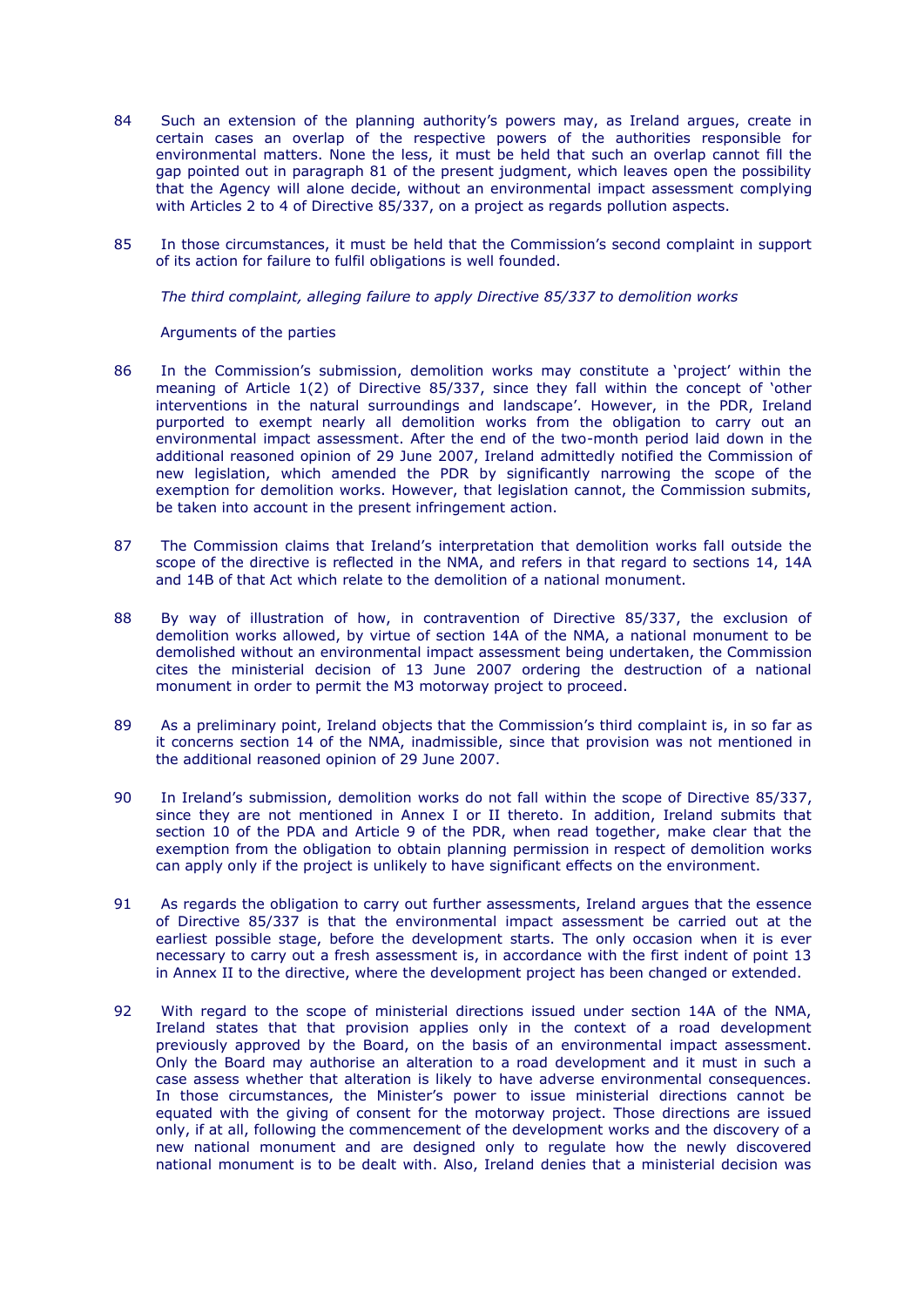84 Such an extension of the planning authority's powers may, as Ireland argues, create in certain cases an overlap of the respective powers of the authorities responsible for environmental matters. None the less, it must be held that such an overlap cannot fill the gap pointed out in paragraph 81 of the present judgment, which leaves open the possibility that the Agency will alone decide, without an environmental impact assessment complying with Articles 2 to 4 of Directive 85/337, on a project as regards pollution aspects.

85 In those circumstances, it must be held that the Commission's second complaint in support of its action for failure to fulfil obligations is well founded.

*The third complaint, alleging failure to apply Directive 85/337 to demolition works*

Arguments of the parties

86 In the Commission's submission, demolition works may constitute a 'project' within the meaning of Article 1(2) of Directive 85/337, since they fall within the concept of 'other interventions in the natural surroundings and landscape'. However, in the PDR, Ireland purported to exempt nearly all demolition works from the obligation to carry out an environmental impact assessment. After the end of the two-month period laid down in the additional reasoned opinion of 29 June 2007, Ireland admittedly notified the Commission of new legislation, which amended the PDR by significantly narrowing the scope of the exemption for demolition works. However, that legislation cannot, the Commission submits, be taken into account in the present infringement action.

87 The Commission claims that Ireland's interpretation that demolition works fall outside the scope of the directive is reflected in the NMA, and refers in that regard to sections 14, 14A and 14B of that Act which relate to the demolition of a national monument.

88 By way of illustration of how, in contravention of Directive 85/337, the exclusion of demolition works allowed, by virtue of section 14A of the NMA, a national monument to be demolished without an environmental impact assessment being undertaken, the Commission cites the ministerial decision of 13 June 2007 ordering the destruction of a national monument in order to permit the M3 motorway project to proceed.

89 As a preliminary point, Ireland objects that the Commission's third complaint is, in so far as it concerns section 14 of the NMA, inadmissible, since that provision was not mentioned in the additional reasoned opinion of 29 June 2007.

90 In Ireland's submission, demolition works do not fall within the scope of Directive 85/337, since they are not mentioned in Annex I or II thereto. In addition, Ireland submits that section 10 of the PDA and Article 9 of the PDR, when read together, make clear that the exemption from the obligation to obtain planning permission in respect of demolition works can apply only if the project is unlikely to have significant effects on the environment.

91 As regards the obligation to carry out further assessments, Ireland argues that the essence of Directive 85/337 is that the environmental impact assessment be carried out at the earliest possible stage, before the development starts. The only occasion when it is ever necessary to carry out a fresh assessment is, in accordance with the first indent of point 13 in Annex II to the directive, where the development project has been changed or extended.

92 With regard to the scope of ministerial directions issued under section 14A of the NMA, Ireland states that that provision applies only in the context of a road development previously approved by the Board, on the basis of an environmental impact assessment. Only the Board may authorise an alteration to a road development and it must in such a case assess whether that alteration is likely to have adverse environmental consequences. In those circumstances, the Minister's power to issue ministerial directions cannot be equated with the giving of consent for the motorway project. Those directions are issued only, if at all, following the commencement of the development works and the discovery of a new national monument and are designed only to regulate how the newly discovered national monument is to be dealt with. Also, Ireland denies that a ministerial decision was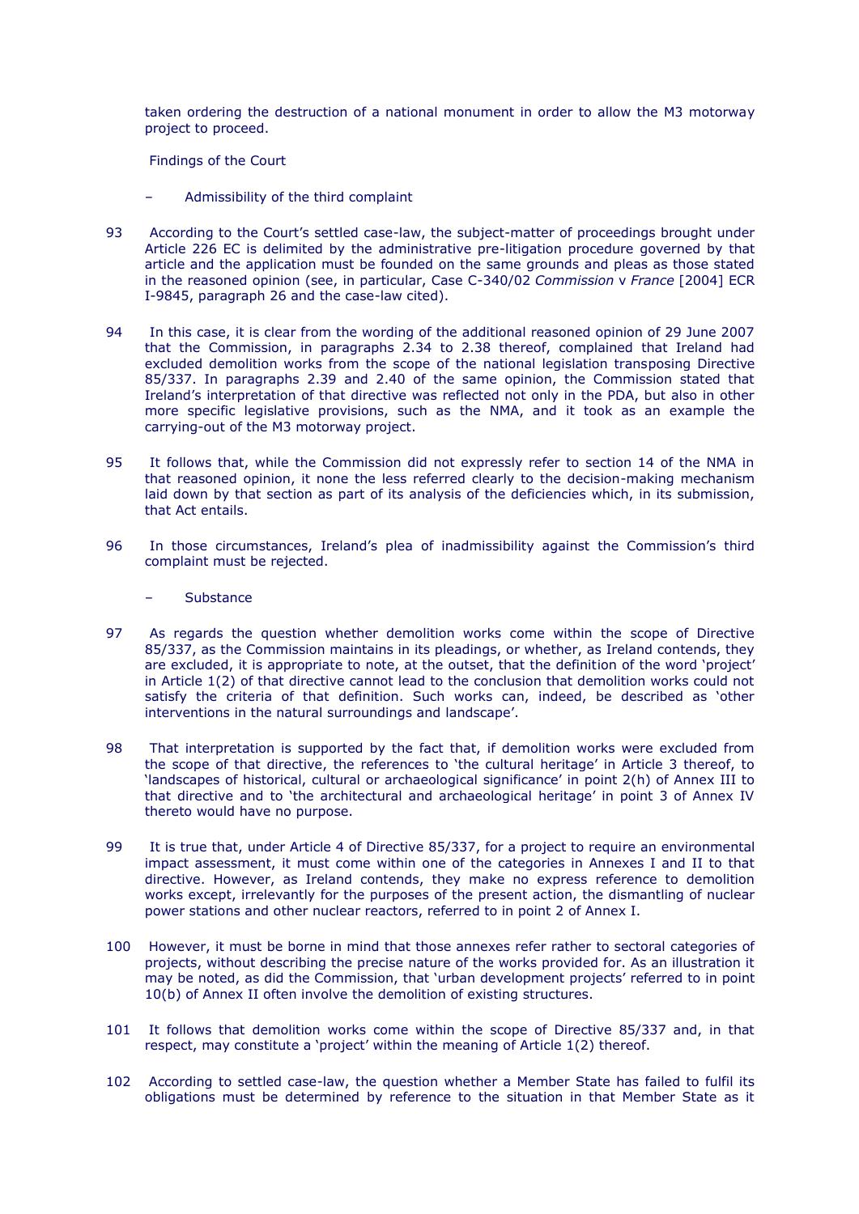taken ordering the destruction of a national monument in order to allow the M3 motorway project to proceed.

Findings of the Court

– Admissibility of the third complaint

93 According to the Court's settled case-law, the subject-matter of proceedings brought under Article 226 EC is delimited by the administrative pre-litigation procedure governed by that article and the application must be founded on the same grounds and pleas as those stated in the reasoned opinion (see, in particular, Case C-340/02 *Commission* v *France* [2004] ECR I-9845, paragraph 26 and the case-law cited).

94 In this case, it is clear from the wording of the additional reasoned opinion of 29 June 2007 that the Commission, in paragraphs 2.34 to 2.38 thereof, complained that Ireland had excluded demolition works from the scope of the national legislation transposing Directive 85/337. In paragraphs 2.39 and 2.40 of the same opinion, the Commission stated that Ireland's interpretation of that directive was reflected not only in the PDA, but also in other more specific legislative provisions, such as the NMA, and it took as an example the carrying-out of the M3 motorway project.

95 It follows that, while the Commission did not expressly refer to section 14 of the NMA in that reasoned opinion, it none the less referred clearly to the decision-making mechanism laid down by that section as part of its analysis of the deficiencies which, in its submission, that Act entails.

96 In those circumstances, Ireland's plea of inadmissibility against the Commission's third complaint must be rejected.

– Substance

97 As regards the question whether demolition works come within the scope of Directive 85/337, as the Commission maintains in its pleadings, or whether, as Ireland contends, they are excluded, it is appropriate to note, at the outset, that the definition of the word 'project' in Article 1(2) of that directive cannot lead to the conclusion that demolition works could not satisfy the criteria of that definition. Such works can, indeed, be described as 'other interventions in the natural surroundings and landscape'.

98 That interpretation is supported by the fact that, if demolition works were excluded from the scope of that directive, the references to 'the cultural heritage' in Article 3 thereof, to 'landscapes of historical, cultural or archaeological significance' in point 2(h) of Annex III to that directive and to 'the architectural and archaeological heritage' in point 3 of Annex IV thereto would have no purpose.

99 It is true that, under Article 4 of Directive 85/337, for a project to require an environmental impact assessment, it must come within one of the categories in Annexes I and II to that directive. However, as Ireland contends, they make no express reference to demolition works except, irrelevantly for the purposes of the present action, the dismantling of nuclear power stations and other nuclear reactors, referred to in point 2 of Annex I.

100 However, it must be borne in mind that those annexes refer rather to sectoral categories of projects, without describing the precise nature of the works provided for. As an illustration it may be noted, as did the Commission, that 'urban development projects' referred to in point 10(b) of Annex II often involve the demolition of existing structures.

101 It follows that demolition works come within the scope of Directive 85/337 and, in that respect, may constitute a 'project' within the meaning of Article 1(2) thereof.

102 According to settled case-law, the question whether a Member State has failed to fulfil its obligations must be determined by reference to the situation in that Member State as it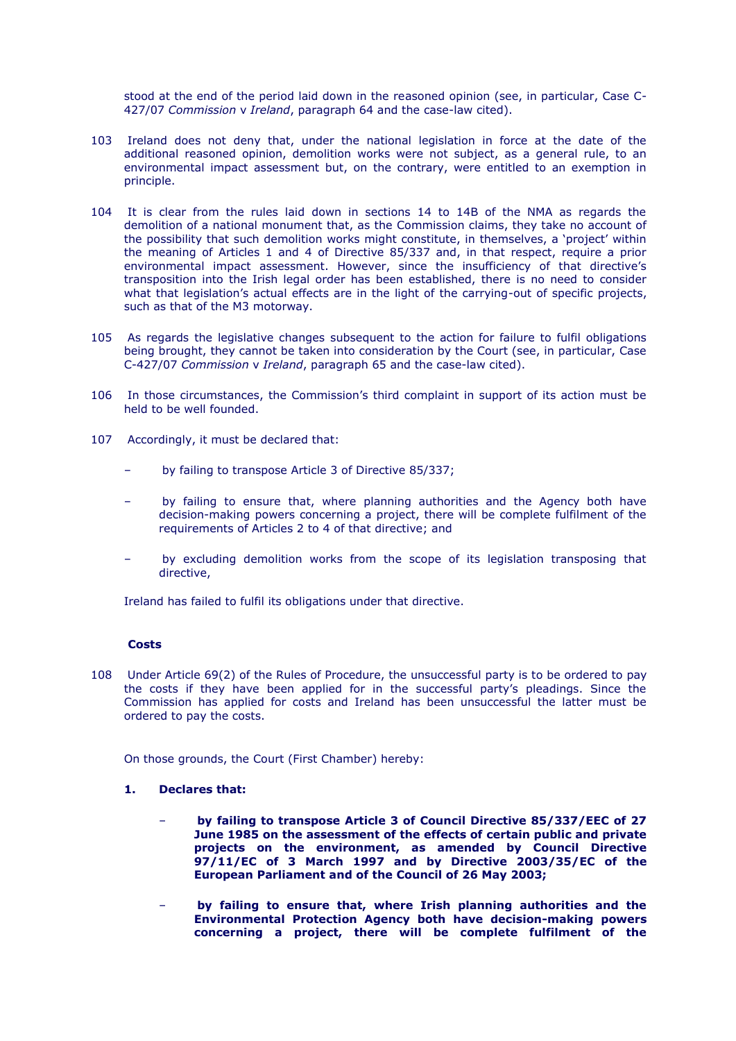stood at the end of the period laid down in the reasoned opinion (see, in particular, Case C-427/07 *Commission* v *Ireland*, paragraph 64 and the case-law cited).

103 Ireland does not deny that, under the national legislation in force at the date of the additional reasoned opinion, demolition works were not subject, as a general rule, to an environmental impact assessment but, on the contrary, were entitled to an exemption in principle.

104 It is clear from the rules laid down in sections 14 to 14B of the NMA as regards the demolition of a national monument that, as the Commission claims, they take no account of the possibility that such demolition works might constitute, in themselves, a 'project' within the meaning of Articles 1 and 4 of Directive 85/337 and, in that respect, require a prior environmental impact assessment. However, since the insufficiency of that directive's transposition into the Irish legal order has been established, there is no need to consider what that legislation's actual effects are in the light of the carrying-out of specific projects, such as that of the M3 motorway.

105 As regards the legislative changes subsequent to the action for failure to fulfil obligations being brought, they cannot be taken into consideration by the Court (see, in particular, Case C-427/07 *Commission* v *Ireland*, paragraph 65 and the case-law cited).

106 In those circumstances, the Commission's third complaint in support of its action must be held to be well founded.

107 Accordingly, it must be declared that:

– by failing to transpose Article 3 of Directive 85/337;

– by failing to ensure that, where planning authorities and the Agency both have decision-making powers concerning a project, there will be complete fulfilment of the requirements of Articles 2 to 4 of that directive; and

– by excluding demolition works from the scope of its legislation transposing that directive,

Ireland has failed to fulfil its obligations under that directive.

**Costs**

108 Under Article 69(2) of the Rules of Procedure, the unsuccessful party is to be ordered to pay the costs if they have been applied for in the successful party's pleadings. Since the Commission has applied for costs and Ireland has been unsuccessful the latter must be ordered to pay the costs.

On those grounds, the Court (First Chamber) hereby:

**1. Declares that:**

– **by failing to transpose Article 3 of Council Directive 85/337/EEC of 27 June 1985 on the assessment of the effects of certain public and private projects on the environment, as amended by Council Directive 97/11/EC of 3 March 1997 and by Directive 2003/35/EC of the European Parliament and of the Council of 26 May 2003;**

– **by failing to ensure that, where Irish planning authorities and the Environmental Protection Agency both have decision-making powers concerning a project, there will be complete fulfilment of the**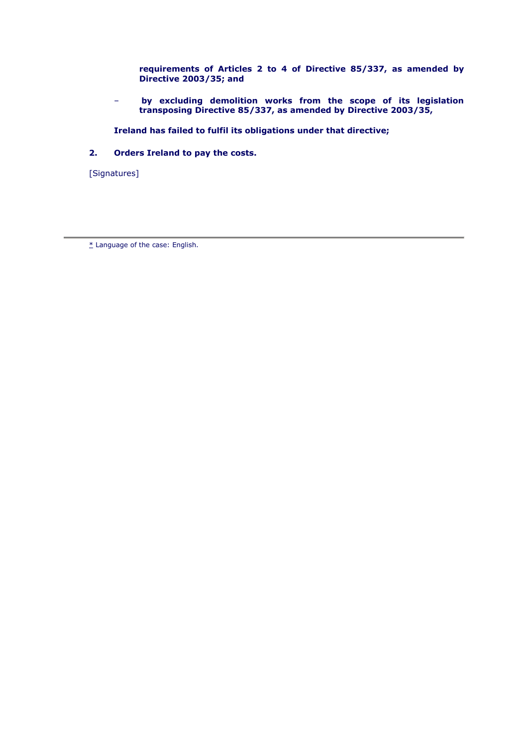**requirements of Articles 2 to 4 of Directive 85/337, as amended by Directive 2003/35; and**

– **by excluding demolition works from the scope of its legislation transposing Directive 85/337, as amended by Directive 2003/35,**

**Ireland has failed to fulfil its obligations under that directive;**

**2. Orders Ireland to pay the costs.**

[Signatures]

---

* Language of the case: English.